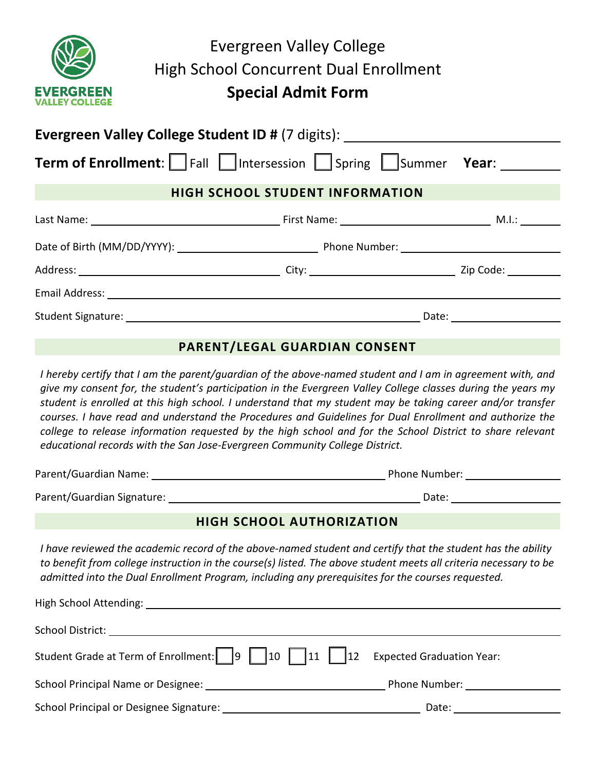# Evergreen Valley College
## High School Concurrent Dual Enrollment
## **Special Admit Form**

**Evergreen Valley College Student ID #** (7 digits): ______________________

**Term of Enrollment**: ☐ Fall ☐ Intersession ☐ Spring ☐ Summer **Year**: ________

### HIGH SCHOOL STUDENT INFORMATION

Last Name: ______________________ First Name: ______________________ M.I.: ______

Date of Birth (MM/DD/YYYY): ______________________ Phone Number: ______________________

Address: ______________________ City: ______________________ Zip Code: ________

Email Address: ______________________

Student Signature: ______________________ Date: ______________

### PARENT/LEGAL GUARDIAN CONSENT

*I hereby certify that I am the parent/guardian of the above-named student and I am in agreement with, and give my consent for, the student's participation in the Evergreen Valley College classes during the years my student is enrolled at this high school. I understand that my student may be taking career and/or transfer courses. I have read and understand the Procedures and Guidelines for Dual Enrollment and authorize the college to release information requested by the high school and for the School District to share relevant educational records with the San Jose-Evergreen Community College District.*

Parent/Guardian Name: ______________________ Phone Number: ______________

Parent/Guardian Signature: ______________________ Date: ______________

### HIGH SCHOOL AUTHORIZATION

*I have reviewed the academic record of the above-named student and certify that the student has the ability to benefit from college instruction in the course(s) listed. The above student meets all criteria necessary to be admitted into the Dual Enrollment Program, including any prerequisites for the courses requested.*

High School Attending: ______________________

School District: ______________________

Student Grade at Term of Enrollment: ☐ 9 ☐ 10 ☐ 11 ☐ 12 Expected Graduation Year:

School Principal Name or Designee: ______________________ Phone Number: ______________

School Principal or Designee Signature: ______________________ Date: ______________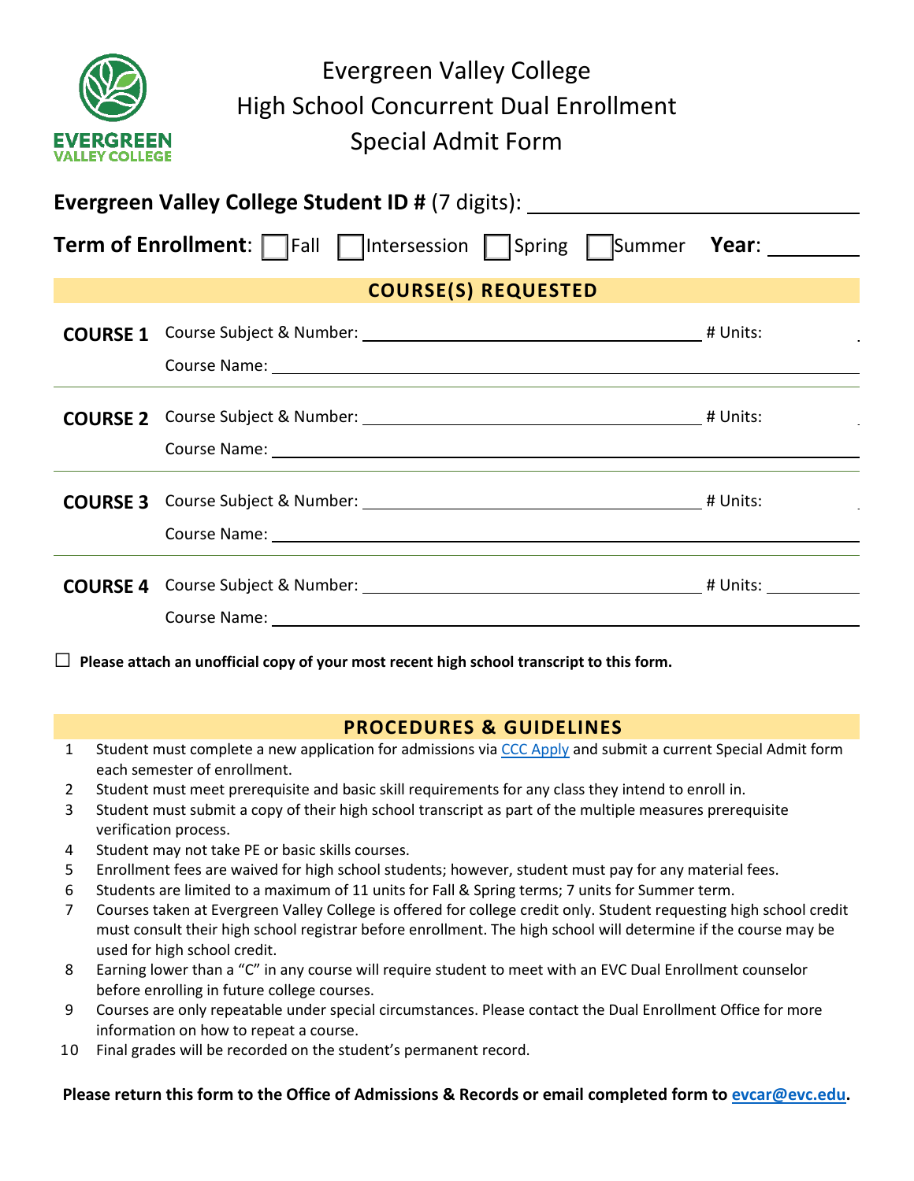# Evergreen Valley College
## High School Concurrent Dual Enrollment
## Special Admit Form

**Evergreen Valley College Student ID #** (7 digits): ______________________

**Term of Enrollment**: ☐ Fall ☐ Intersession ☐ Spring ☐ Summer **Year**: ________

### COURSE(S) REQUESTED

**COURSE 1** Course Subject & Number: ______________________ # Units: ______
Course Name: ______________________

**COURSE 2** Course Subject & Number: ______________________ # Units: ______
Course Name: ______________________

**COURSE 3** Course Subject & Number: ______________________ # Units: ______
Course Name: ______________________

**COURSE 4** Course Subject & Number: ______________________ # Units: ______
Course Name: ______________________

☐ **Please attach an unofficial copy of your most recent high school transcript to this form.**

### PROCEDURES & GUIDELINES

1. Student must complete a new application for admissions via CCC Apply and submit a current Special Admit form each semester of enrollment.
2. Student must meet prerequisite and basic skill requirements for any class they intend to enroll in.
3. Student must submit a copy of their high school transcript as part of the multiple measures prerequisite verification process.
4. Student may not take PE or basic skills courses.
5. Enrollment fees are waived for high school students; however, student must pay for any material fees.
6. Students are limited to a maximum of 11 units for Fall & Spring terms; 7 units for Summer term.
7. Courses taken at Evergreen Valley College is offered for college credit only. Student requesting high school credit must consult their high school registrar before enrollment. The high school will determine if the course may be used for high school credit.
8. Earning lower than a "C" in any course will require student to meet with an EVC Dual Enrollment counselor before enrolling in future college courses.
9. Courses are only repeatable under special circumstances. Please contact the Dual Enrollment Office for more information on how to repeat a course.
10. Final grades will be recorded on the student's permanent record.

**Please return this form to the Office of Admissions & Records or email completed form to evcar@evc.edu.**